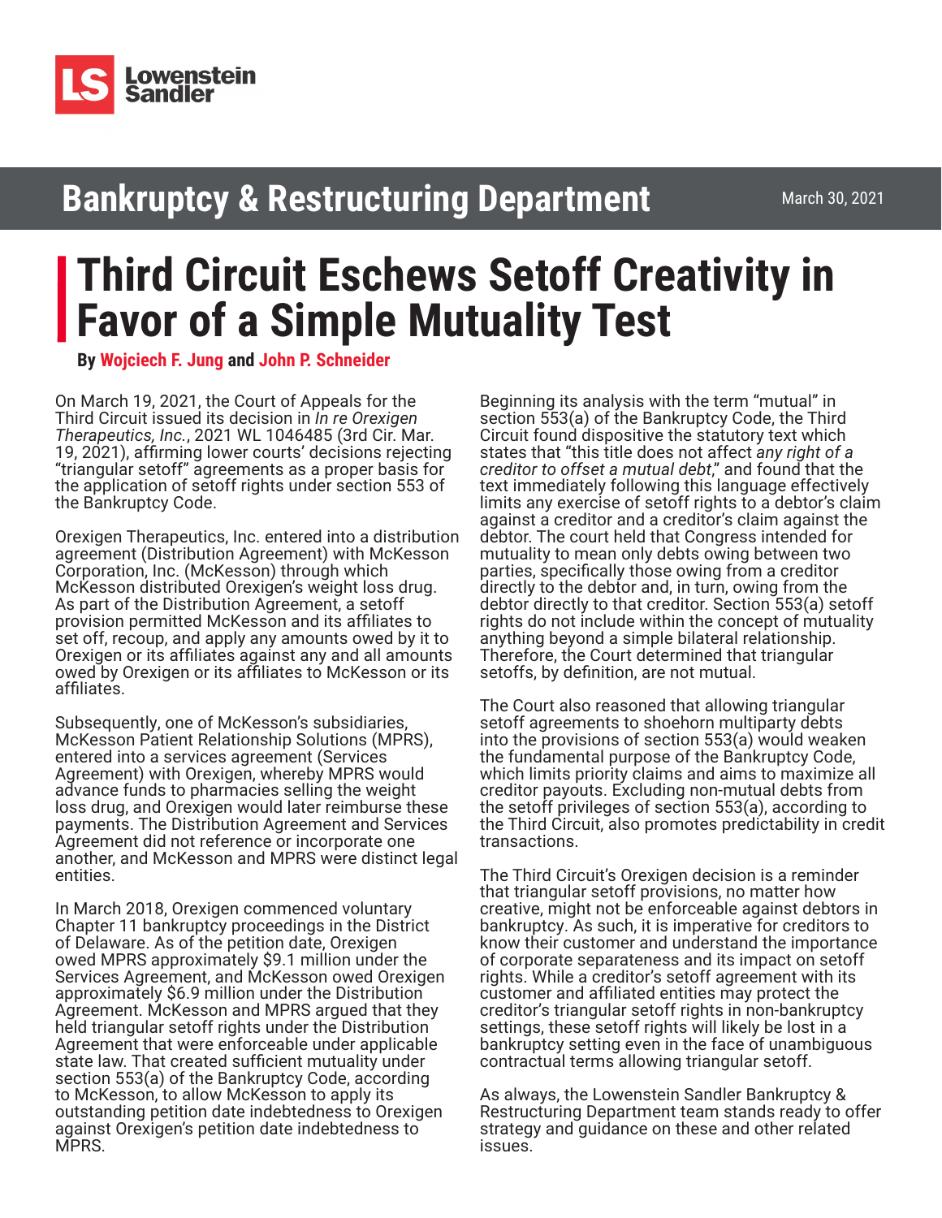Lowenstein Sandler

## Bankruptcy & Restructuring Department

March 30, 2021

# Third Circuit Eschews Setoff Creativity in Favor of a Simple Mutuality Test

**By Wojciech F. Jung and John P. Schneider**

On March 19, 2021, the Court of Appeals for the Third Circuit issued its decision in *In re Orexigen Therapeutics, Inc.*, 2021 WL 1046485 (3rd Cir. Mar. 19, 2021), affirming lower courts' decisions rejecting "triangular setoff" agreements as a proper basis for the application of setoff rights under section 553 of the Bankruptcy Code.

Orexigen Therapeutics, Inc. entered into a distribution agreement (Distribution Agreement) with McKesson Corporation, Inc. (McKesson) through which McKesson distributed Orexigen's weight loss drug. As part of the Distribution Agreement, a setoff provision permitted McKesson and its affiliates to set off, recoup, and apply any amounts owed by it to Orexigen or its affiliates against any and all amounts owed by Orexigen or its affiliates to McKesson or its affiliates.

Subsequently, one of McKesson's subsidiaries, McKesson Patient Relationship Solutions (MPRS), entered into a services agreement (Services Agreement) with Orexigen, whereby MPRS would advance funds to pharmacies selling the weight loss drug, and Orexigen would later reimburse these payments. The Distribution Agreement and Services Agreement did not reference or incorporate one another, and McKesson and MPRS were distinct legal entities.

In March 2018, Orexigen commenced voluntary Chapter 11 bankruptcy proceedings in the District of Delaware. As of the petition date, Orexigen owed MPRS approximately $9.1 million under the Services Agreement, and McKesson owed Orexigen approximately $6.9 million under the Distribution Agreement. McKesson and MPRS argued that they held triangular setoff rights under the Distribution Agreement that were enforceable under applicable state law. That created sufficient mutuality under section 553(a) of the Bankruptcy Code, according to McKesson, to allow McKesson to apply its outstanding petition date indebtedness to Orexigen against Orexigen's petition date indebtedness to MPRS.

Beginning its analysis with the term "mutual" in section 553(a) of the Bankruptcy Code, the Third Circuit found dispositive the statutory text which states that "this title does not affect *any right of a creditor to offset a mutual debt*," and found that the text immediately following this language effectively limits any exercise of setoff rights to a debtor's claim against a creditor and a creditor's claim against the debtor. The court held that Congress intended for mutuality to mean only debts owing between two parties, specifically those owing from a creditor directly to the debtor and, in turn, owing from the debtor directly to that creditor. Section 553(a) setoff rights do not include within the concept of mutuality anything beyond a simple bilateral relationship. Therefore, the Court determined that triangular setoffs, by definition, are not mutual.

The Court also reasoned that allowing triangular setoff agreements to shoehorn multiparty debts into the provisions of section 553(a) would weaken the fundamental purpose of the Bankruptcy Code, which limits priority claims and aims to maximize all creditor payouts. Excluding non-mutual debts from the setoff privileges of section 553(a), according to the Third Circuit, also promotes predictability in credit transactions.

The Third Circuit's Orexigen decision is a reminder that triangular setoff provisions, no matter how creative, might not be enforceable against debtors in bankruptcy. As such, it is imperative for creditors to know their customer and understand the importance of corporate separateness and its impact on setoff rights. While a creditor's setoff agreement with its customer and affiliated entities may protect the creditor's triangular setoff rights in non-bankruptcy settings, these setoff rights will likely be lost in a bankruptcy setting even in the face of unambiguous contractual terms allowing triangular setoff.

As always, the Lowenstein Sandler Bankruptcy & Restructuring Department team stands ready to offer strategy and guidance on these and other related issues.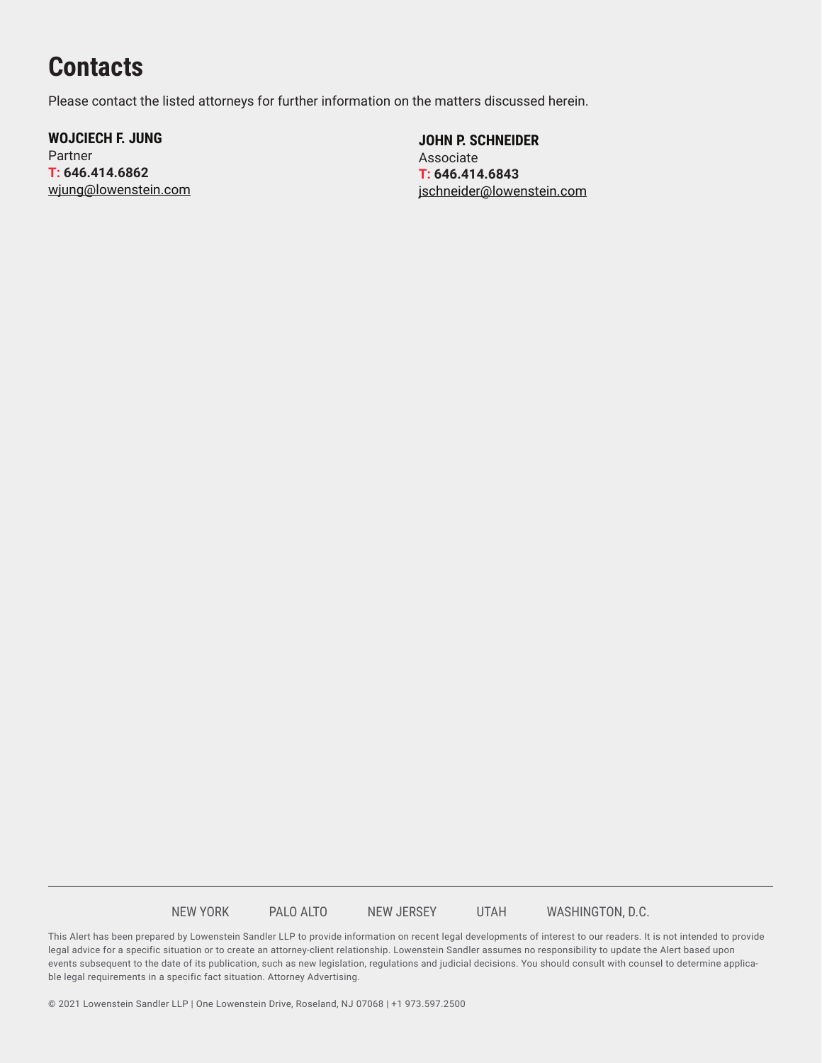# Contacts

Please contact the listed attorneys for further information on the matters discussed herein.

**WOJCIECH F. JUNG**
Partner
**T: 646.414.6862**
wjung@lowenstein.com

**JOHN P. SCHNEIDER**
Associate
**T: 646.414.6843**
jschneider@lowenstein.com

NEW YORK PALO ALTO NEW JERSEY UTAH WASHINGTON, D.C.

This Alert has been prepared by Lowenstein Sandler LLP to provide information on recent legal developments of interest to our readers. It is not intended to provide legal advice for a specific situation or to create an attorney-client relationship. Lowenstein Sandler assumes no responsibility to update the Alert based upon events subsequent to the date of its publication, such as new legislation, regulations and judicial decisions. You should consult with counsel to determine applicable legal requirements in a specific fact situation. Attorney Advertising.

© 2021 Lowenstein Sandler LLP | One Lowenstein Drive, Roseland, NJ 07068 | +1 973.597.2500